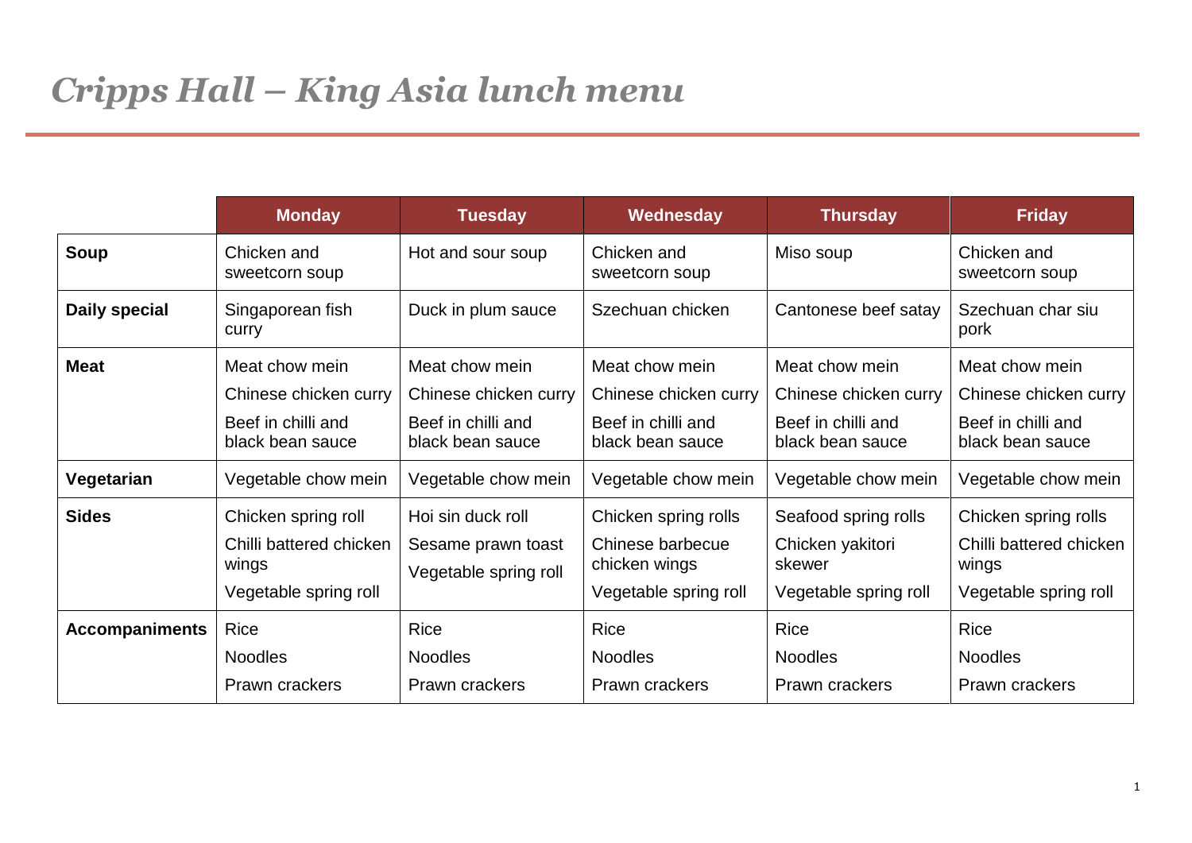# *Cripps Hall – King Asia lunch menu*

| | Monday | Tuesday | Wednesday | Thursday | Friday |
|---|---|---|---|---|---|
| **Soup** | Chicken and sweetcorn soup | Hot and sour soup | Chicken and sweetcorn soup | Miso soup | Chicken and sweetcorn soup |
| **Daily special** | Singaporean fish curry | Duck in plum sauce | Szechuan chicken | Cantonese beef satay | Szechuan char siu pork |
| **Meat** | Meat chow mein<br>Chinese chicken curry<br>Beef in chilli and black bean sauce | Meat chow mein<br>Chinese chicken curry<br>Beef in chilli and black bean sauce | Meat chow mein<br>Chinese chicken curry<br>Beef in chilli and black bean sauce | Meat chow mein<br>Chinese chicken curry<br>Beef in chilli and black bean sauce | Meat chow mein<br>Chinese chicken curry<br>Beef in chilli and black bean sauce |
| **Vegetarian** | Vegetable chow mein | Vegetable chow mein | Vegetable chow mein | Vegetable chow mein | Vegetable chow mein |
| **Sides** | Chicken spring roll<br>Chilli battered chicken wings<br>Vegetable spring roll | Hoi sin duck roll<br>Sesame prawn toast<br>Vegetable spring roll | Chicken spring rolls<br>Chinese barbecue chicken wings<br>Vegetable spring roll | Seafood spring rolls<br>Chicken yakitori skewer<br>Vegetable spring roll | Chicken spring rolls<br>Chilli battered chicken wings<br>Vegetable spring roll |
| **Accompaniments** | Rice<br>Noodles<br>Prawn crackers | Rice<br>Noodles<br>Prawn crackers | Rice<br>Noodles<br>Prawn crackers | Rice<br>Noodles<br>Prawn crackers | Rice<br>Noodles<br>Prawn crackers |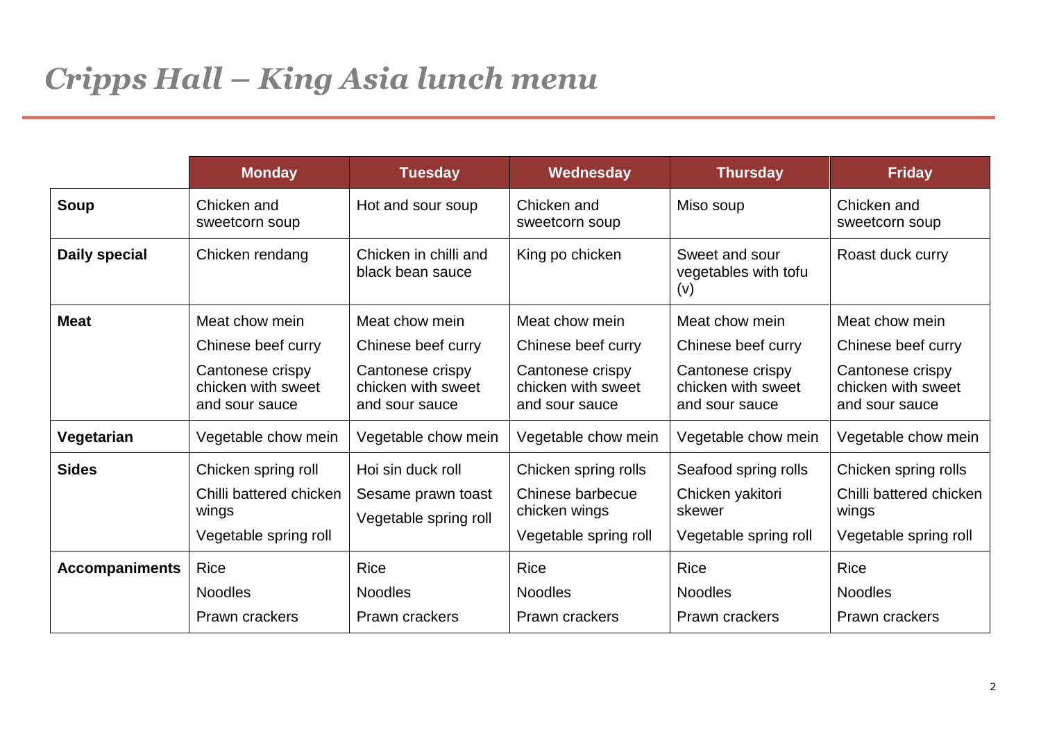# *Cripps Hall – King Asia lunch menu*

| | Monday | Tuesday | Wednesday | Thursday | Friday |
|---|---|---|---|---|---|
| **Soup** | Chicken and sweetcorn soup | Hot and sour soup | Chicken and sweetcorn soup | Miso soup | Chicken and sweetcorn soup |
| **Daily special** | Chicken rendang | Chicken in chilli and black bean sauce | King po chicken | Sweet and sour vegetables with tofu (v) | Roast duck curry |
| **Meat** | Meat chow mein<br>Chinese beef curry<br>Cantonese crispy chicken with sweet and sour sauce | Meat chow mein<br>Chinese beef curry<br>Cantonese crispy chicken with sweet and sour sauce | Meat chow mein<br>Chinese beef curry<br>Cantonese crispy chicken with sweet and sour sauce | Meat chow mein<br>Chinese beef curry<br>Cantonese crispy chicken with sweet and sour sauce | Meat chow mein<br>Chinese beef curry<br>Cantonese crispy chicken with sweet and sour sauce |
| **Vegetarian** | Vegetable chow mein | Vegetable chow mein | Vegetable chow mein | Vegetable chow mein | Vegetable chow mein |
| **Sides** | Chicken spring roll<br>Chilli battered chicken wings<br>Vegetable spring roll | Hoi sin duck roll<br>Sesame prawn toast<br>Vegetable spring roll | Chicken spring rolls<br>Chinese barbecue chicken wings<br>Vegetable spring roll | Seafood spring rolls<br>Chicken yakitori skewer<br>Vegetable spring roll | Chicken spring rolls<br>Chilli battered chicken wings<br>Vegetable spring roll |
| **Accompaniments** | Rice<br>Noodles<br>Prawn crackers | Rice<br>Noodles<br>Prawn crackers | Rice<br>Noodles<br>Prawn crackers | Rice<br>Noodles<br>Prawn crackers | Rice<br>Noodles<br>Prawn crackers |